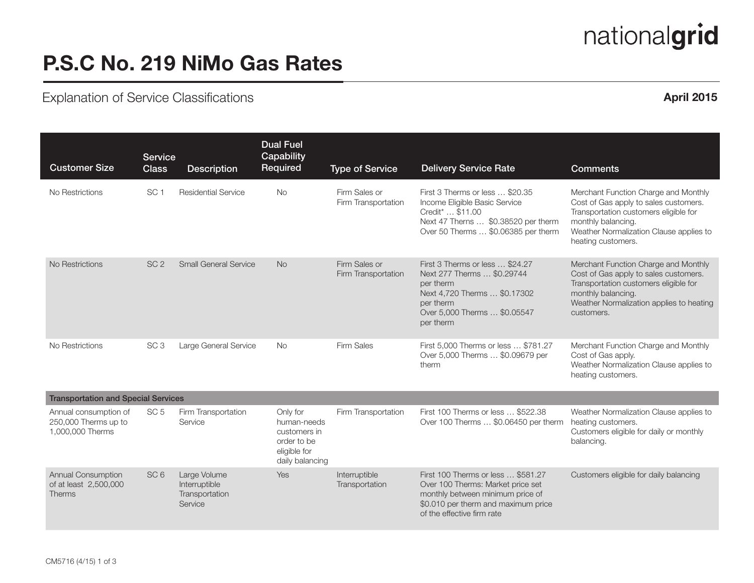nationalgrid

# P.S.C No. 219 NiMo Gas Rates

## Explanation of Service Classifications

**April 2015**

| Customer Size | Service Class | Description | Dual Fuel Capability Required | Type of Service | Delivery Service Rate | Comments |
|---|---|---|---|---|---|---|
| No Restrictions | SC 1 | Residential Service | No | Firm Sales or Firm Transportation | First 3 Therms or less … $20.35<br>Income Eligible Basic Service Credit* … $11.00<br>Next 47 Therms … $0.38520 per therm<br>Over 50 Therms … $0.06385 per therm | Merchant Function Charge and Monthly Cost of Gas apply to sales customers.<br>Transportation customers eligible for monthly balancing.<br>Weather Normalization Clause applies to heating customers. |
| No Restrictions | SC 2 | Small General Service | No | Firm Sales or Firm Transportation | First 3 Therms or less … $24.27<br>Next 277 Therms … $0.29744 per therm<br>Next 4,720 Therms … $0.17302 per therm<br>Over 5,000 Therms … $0.05547 per therm | Merchant Function Charge and Monthly Cost of Gas apply to sales customers.<br>Transportation customers eligible for monthly balancing.<br>Weather Normalization applies to heating customers. |
| No Restrictions | SC 3 | Large General Service | No | Firm Sales | First 5,000 Therms or less … $781.27<br>Over 5,000 Therms … $0.09679 per therm | Merchant Function Charge and Monthly Cost of Gas apply.<br>Weather Normalization Clause applies to heating customers. |
| **Transportation and Special Services** | | | | | | |
| Annual consumption of 250,000 Therms up to 1,000,000 Therms | SC 5 | Firm Transportation Service | Only for human-needs customers in order to be eligible for daily balancing | Firm Transportation | First 100 Therms or less … $522.38<br>Over 100 Therms … $0.06450 per therm | Weather Normalization Clause applies to heating customers.<br>Customers eligible for daily or monthly balancing. |
| Annual Consumption of at least 2,500,000 Therms | SC 6 | Large Volume Interruptible Transportation Service | Yes | Interruptible Transportation | First 100 Therms or less … $581.27<br>Over 100 Therms: Market price set monthly between minimum price of $0.010 per therm and maximum price of the effective firm rate | Customers eligible for daily balancing |

CM5716 (4/15)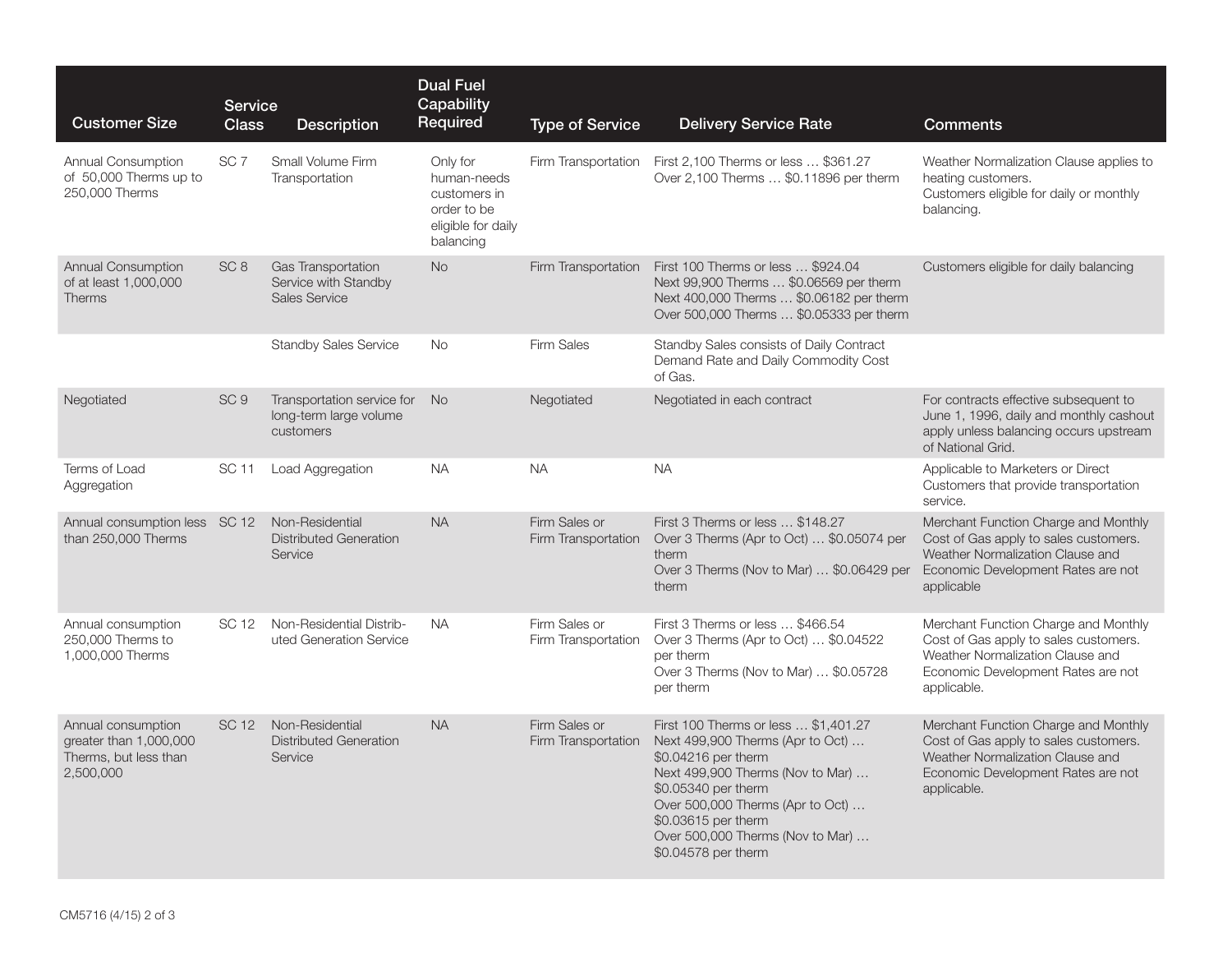| Customer Size | Service Class | Description | Dual Fuel Capability Required | Type of Service | Delivery Service Rate | Comments |
|---|---|---|---|---|---|---|
| Annual Consumption of 50,000 Therms up to 250,000 Therms | SC 7 | Small Volume Firm Transportation | Only for human-needs customers in order to be eligible for daily balancing | Firm Transportation | First 2,100 Therms or less … $361.27<br>Over 2,100 Therms … $0.11896 per therm | Weather Normalization Clause applies to heating customers.<br>Customers eligible for daily or monthly balancing. |
| Annual Consumption of at least 1,000,000 Therms | SC 8 | Gas Transportation Service with Standby Sales Service | No | Firm Transportation | First 100 Therms or less … $924.04<br>Next 99,900 Therms … $0.06569 per therm<br>Next 400,000 Therms … $0.06182 per therm<br>Over 500,000 Therms … $0.05333 per therm | Customers eligible for daily balancing |
| | | Standby Sales Service | No | Firm Sales | Standby Sales consists of Daily Contract Demand Rate and Daily Commodity Cost of Gas. | |
| Negotiated | SC 9 | Transportation service for long-term large volume customers | No | Negotiated | Negotiated in each contract | For contracts effective subsequent to June 1, 1996, daily and monthly cashout apply unless balancing occurs upstream of National Grid. |
| Terms of Load Aggregation | SC 11 | Load Aggregation | NA | NA | NA | Applicable to Marketers or Direct Customers that provide transportation service. |
| Annual consumption less than 250,000 Therms | SC 12 | Non-Residential Distributed Generation Service | NA | Firm Sales or Firm Transportation | First 3 Therms or less … $148.27<br>Over 3 Therms (Apr to Oct) … $0.05074 per therm<br>Over 3 Therms (Nov to Mar) … $0.06429 per therm | Merchant Function Charge and Monthly Cost of Gas apply to sales customers.<br>Weather Normalization Clause and Economic Development Rates are not applicable |
| Annual consumption 250,000 Therms to 1,000,000 Therms | SC 12 | Non-Residential Distributed Generation Service | NA | Firm Sales or Firm Transportation | First 3 Therms or less … $466.54<br>Over 3 Therms (Apr to Oct) … $0.04522 per therm<br>Over 3 Therms (Nov to Mar) … $0.05728 per therm | Merchant Function Charge and Monthly Cost of Gas apply to sales customers.<br>Weather Normalization Clause and Economic Development Rates are not applicable. |
| Annual consumption greater than 1,000,000 Therms, but less than 2,500,000 | SC 12 | Non-Residential Distributed Generation Service | NA | Firm Sales or Firm Transportation | First 100 Therms or less … $1,401.27<br>Next 499,900 Therms (Apr to Oct) … $0.04216 per therm<br>Next 499,900 Therms (Nov to Mar) … $0.05340 per therm<br>Over 500,000 Therms (Apr to Oct) … $0.03615 per therm<br>Over 500,000 Therms (Nov to Mar) … $0.04578 per therm | Merchant Function Charge and Monthly Cost of Gas apply to sales customers.<br>Weather Normalization Clause and Economic Development Rates are not applicable. |

CM5716 (4/15)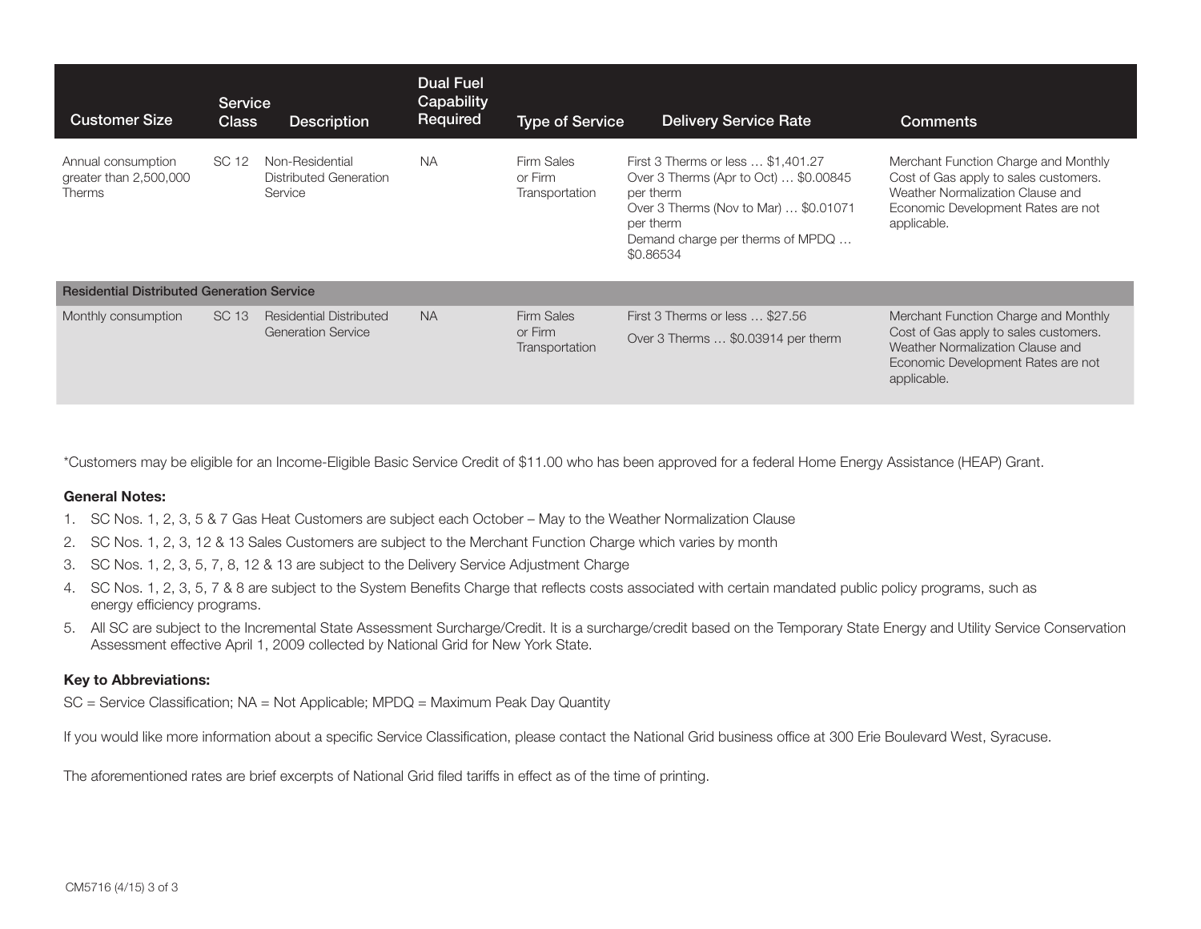| Customer Size | Service Class | Description | Dual Fuel Capability Required | Type of Service | Delivery Service Rate | Comments |
| --- | --- | --- | --- | --- | --- | --- |
| Annual consumption greater than 2,500,000 Therms | SC 12 | Non-Residential Distributed Generation Service | NA | Firm Sales or Firm Transportation | First 3 Therms or less … $1,401.27<br>Over 3 Therms (Apr to Oct) … $0.00845 per therm<br>Over 3 Therms (Nov to Mar) … $0.01071 per therm<br>Demand charge per therms of MPDQ … $0.86534 | Merchant Function Charge and Monthly Cost of Gas apply to sales customers. Weather Normalization Clause and Economic Development Rates are not applicable. |
| **Residential Distributed Generation Service** | | | | | | |
| Monthly consumption | SC 13 | Residential Distributed Generation Service | NA | Firm Sales or Firm Transportation | First 3 Therms or less … $27.56<br>Over 3 Therms … $0.03914 per therm | Merchant Function Charge and Monthly Cost of Gas apply to sales customers. Weather Normalization Clause and Economic Development Rates are not applicable. |

*Customers may be eligible for an Income-Eligible Basic Service Credit of $11.00 who has been approved for a federal Home Energy Assistance (HEAP) Grant.

**General Notes:**

1. SC Nos. 1, 2, 3, 5 & 7 Gas Heat Customers are subject each October – May to the Weather Normalization Clause
2. SC Nos. 1, 2, 3, 12 & 13 Sales Customers are subject to the Merchant Function Charge which varies by month
3. SC Nos. 1, 2, 3, 5, 7, 8, 12 & 13 are subject to the Delivery Service Adjustment Charge
4. SC Nos. 1, 2, 3, 5, 7 & 8 are subject to the System Benefits Charge that reflects costs associated with certain mandated public policy programs, such as energy efficiency programs.
5. All SC are subject to the Incremental State Assessment Surcharge/Credit. It is a surcharge/credit based on the Temporary State Energy and Utility Service Conservation Assessment effective April 1, 2009 collected by National Grid for New York State.

**Key to Abbreviations:**

SC = Service Classification; NA = Not Applicable; MPDQ = Maximum Peak Day Quantity

If you would like more information about a specific Service Classification, please contact the National Grid business office at 300 Erie Boulevard West, Syracuse.

The aforementioned rates are brief excerpts of National Grid filed tariffs in effect as of the time of printing.

CM5716 (4/15)